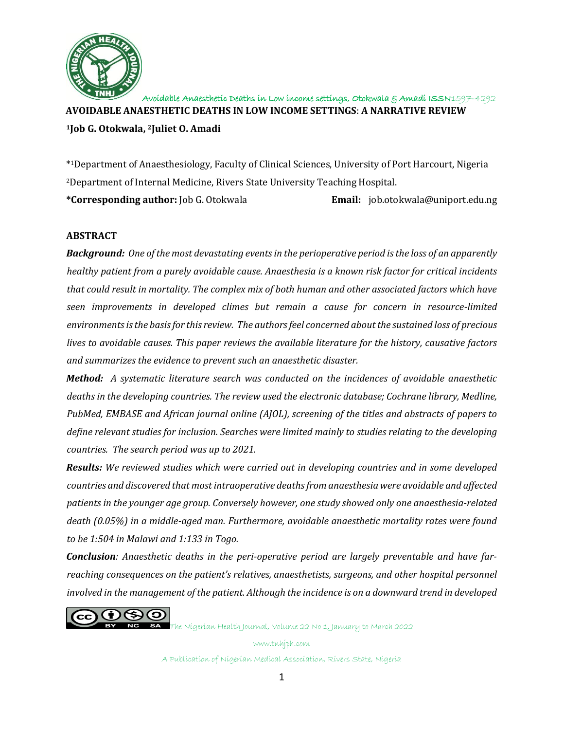# AVOIDABLE ANAESTHETIC DEATHS IN LOW INCOME SETTINGS: A NARRATIVE REVIEW

**[1]Job G. Otokwala, [2]Juliet O. Amadi**

*[1]Department of Anaesthesiology, Faculty of Clinical Sciences, University of Port Harcourt, Nigeria
[2]Department of Internal Medicine, Rivers State University Teaching Hospital.

**\*Corresponding author:** Job G. Otokwala **Email:** job.otokwala@uniport.edu.ng

## ABSTRACT

***Background:*** *One of the most devastating events in the perioperative period is the loss of an apparently healthy patient from a purely avoidable cause. Anaesthesia is a known risk factor for critical incidents that could result in mortality. The complex mix of both human and other associated factors which have seen improvements in developed climes but remain a cause for concern in resource-limited environments is the basis for this review. The authors feel concerned about the sustained loss of precious lives to avoidable causes. This paper reviews the available literature for the history, causative factors and summarizes the evidence to prevent such an anaesthetic disaster.*

***Method:*** *A systematic literature search was conducted on the incidences of avoidable anaesthetic deaths in the developing countries. The review used the electronic database; Cochrane library, Medline, PubMed, EMBASE and African journal online (AJOL), screening of the titles and abstracts of papers to define relevant studies for inclusion. Searches were limited mainly to studies relating to the developing countries. The search period was up to 2021.*

***Results:*** *We reviewed studies which were carried out in developing countries and in some developed countries and discovered that most intraoperative deaths from anaesthesia were avoidable and affected patients in the younger age group. Conversely however, one study showed only one anaesthesia-related death (0.05%) in a middle-aged man. Furthermore, avoidable anaesthetic mortality rates were found to be 1:504 in Malawi and 1:133 in Togo.*

***Conclusion****: Anaesthetic deaths in the peri-operative period are largely preventable and have far-reaching consequences on the patient's relatives, anaesthetists, surgeons, and other hospital personnel involved in the management of the patient. Although the incidence is on a downward trend in developed*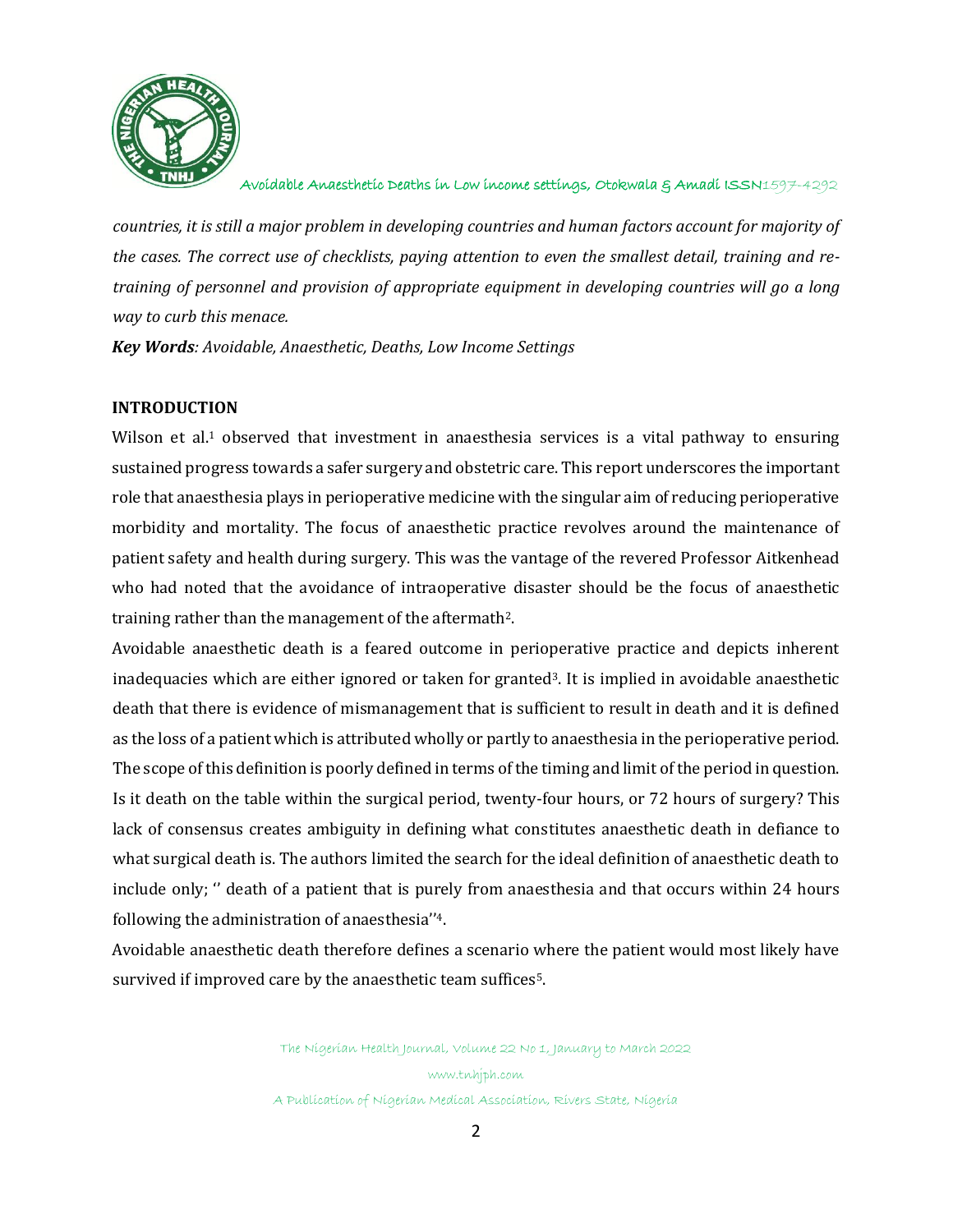*countries, it is still a major problem in developing countries and human factors account for majority of the cases. The correct use of checklists, paying attention to even the smallest detail, training and re-training of personnel and provision of appropriate equipment in developing countries will go a long way to curb this menace.*

***Key Words****: Avoidable, Anaesthetic, Deaths, Low Income Settings*

## INTRODUCTION

Wilson et al.[1] observed that investment in anaesthesia services is a vital pathway to ensuring sustained progress towards a safer surgery and obstetric care. This report underscores the important role that anaesthesia plays in perioperative medicine with the singular aim of reducing perioperative morbidity and mortality. The focus of anaesthetic practice revolves around the maintenance of patient safety and health during surgery. This was the vantage of the revered Professor Aitkenhead who had noted that the avoidance of intraoperative disaster should be the focus of anaesthetic training rather than the management of the aftermath[2].

Avoidable anaesthetic death is a feared outcome in perioperative practice and depicts inherent inadequacies which are either ignored or taken for granted[3]. It is implied in avoidable anaesthetic death that there is evidence of mismanagement that is sufficient to result in death and it is defined as the loss of a patient which is attributed wholly or partly to anaesthesia in the perioperative period. The scope of this definition is poorly defined in terms of the timing and limit of the period in question. Is it death on the table within the surgical period, twenty-four hours, or 72 hours of surgery? This lack of consensus creates ambiguity in defining what constitutes anaesthetic death in defiance to what surgical death is. The authors limited the search for the ideal definition of anaesthetic death to include only; '' death of a patient that is purely from anaesthesia and that occurs within 24 hours following the administration of anaesthesia''[4].

Avoidable anaesthetic death therefore defines a scenario where the patient would most likely have survived if improved care by the anaesthetic team suffices[5].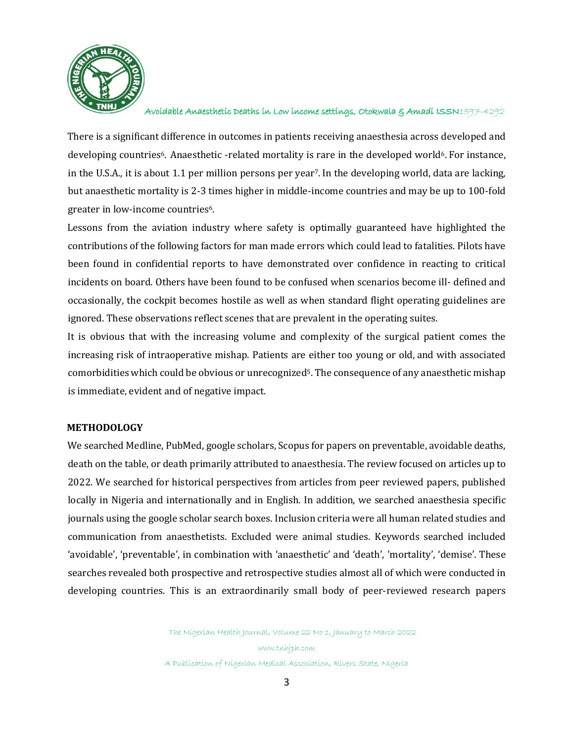There is a significant difference in outcomes in patients receiving anaesthesia across developed and developing countries[6]. Anaesthetic -related mortality is rare in the developed world[6]. For instance, in the U.S.A., it is about 1.1 per million persons per year[7]. In the developing world, data are lacking, but anaesthetic mortality is 2-3 times higher in middle-income countries and may be up to 100-fold greater in low-income countries[6].

Lessons from the aviation industry where safety is optimally guaranteed have highlighted the contributions of the following factors for man made errors which could lead to fatalities. Pilots have been found in confidential reports to have demonstrated over confidence in reacting to critical incidents on board. Others have been found to be confused when scenarios become ill- defined and occasionally, the cockpit becomes hostile as well as when standard flight operating guidelines are ignored. These observations reflect scenes that are prevalent in the operating suites.

It is obvious that with the increasing volume and complexity of the surgical patient comes the increasing risk of intraoperative mishap. Patients are either too young or old, and with associated comorbidities which could be obvious or unrecognized[5]. The consequence of any anaesthetic mishap is immediate, evident and of negative impact.

## METHODOLOGY

We searched Medline, PubMed, google scholars, Scopus for papers on preventable, avoidable deaths, death on the table, or death primarily attributed to anaesthesia. The review focused on articles up to 2022. We searched for historical perspectives from articles from peer reviewed papers, published locally in Nigeria and internationally and in English. In addition, we searched anaesthesia specific journals using the google scholar search boxes. Inclusion criteria were all human related studies and communication from anaesthetists. Excluded were animal studies. Keywords searched included 'avoidable', 'preventable', in combination with 'anaesthetic' and 'death', 'mortality', 'demise'. These searches revealed both prospective and retrospective studies almost all of which were conducted in developing countries. This is an extraordinarily small body of peer-reviewed research papers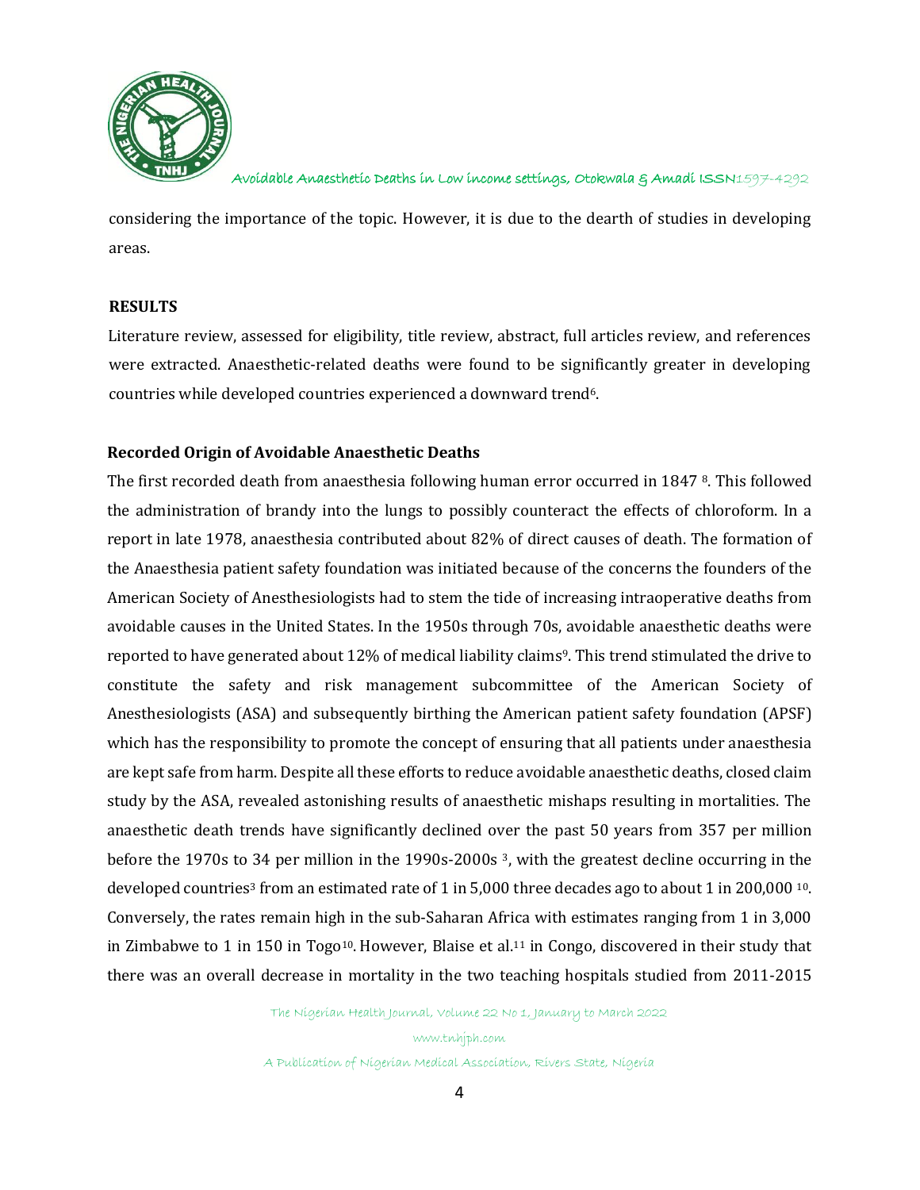considering the importance of the topic. However, it is due to the dearth of studies in developing areas.

## RESULTS

Literature review, assessed for eligibility, title review, abstract, full articles review, and references were extracted. Anaesthetic-related deaths were found to be significantly greater in developing countries while developed countries experienced a downward trend[6].

### Recorded Origin of Avoidable Anaesthetic Deaths

The first recorded death from anaesthesia following human error occurred in 1847 [8]. This followed the administration of brandy into the lungs to possibly counteract the effects of chloroform. In a report in late 1978, anaesthesia contributed about 82% of direct causes of death. The formation of the Anaesthesia patient safety foundation was initiated because of the concerns the founders of the American Society of Anesthesiologists had to stem the tide of increasing intraoperative deaths from avoidable causes in the United States. In the 1950s through 70s, avoidable anaesthetic deaths were reported to have generated about 12% of medical liability claims[9]. This trend stimulated the drive to constitute the safety and risk management subcommittee of the American Society of Anesthesiologists (ASA) and subsequently birthing the American patient safety foundation (APSF) which has the responsibility to promote the concept of ensuring that all patients under anaesthesia are kept safe from harm. Despite all these efforts to reduce avoidable anaesthetic deaths, closed claim study by the ASA, revealed astonishing results of anaesthetic mishaps resulting in mortalities. The anaesthetic death trends have significantly declined over the past 50 years from 357 per million before the 1970s to 34 per million in the 1990s-2000s [3], with the greatest decline occurring in the developed countries[3] from an estimated rate of 1 in 5,000 three decades ago to about 1 in 200,000 [10]. Conversely, the rates remain high in the sub-Saharan Africa with estimates ranging from 1 in 3,000 in Zimbabwe to 1 in 150 in Togo[10]. However, Blaise et al.[11] in Congo, discovered in their study that there was an overall decrease in mortality in the two teaching hospitals studied from 2011-2015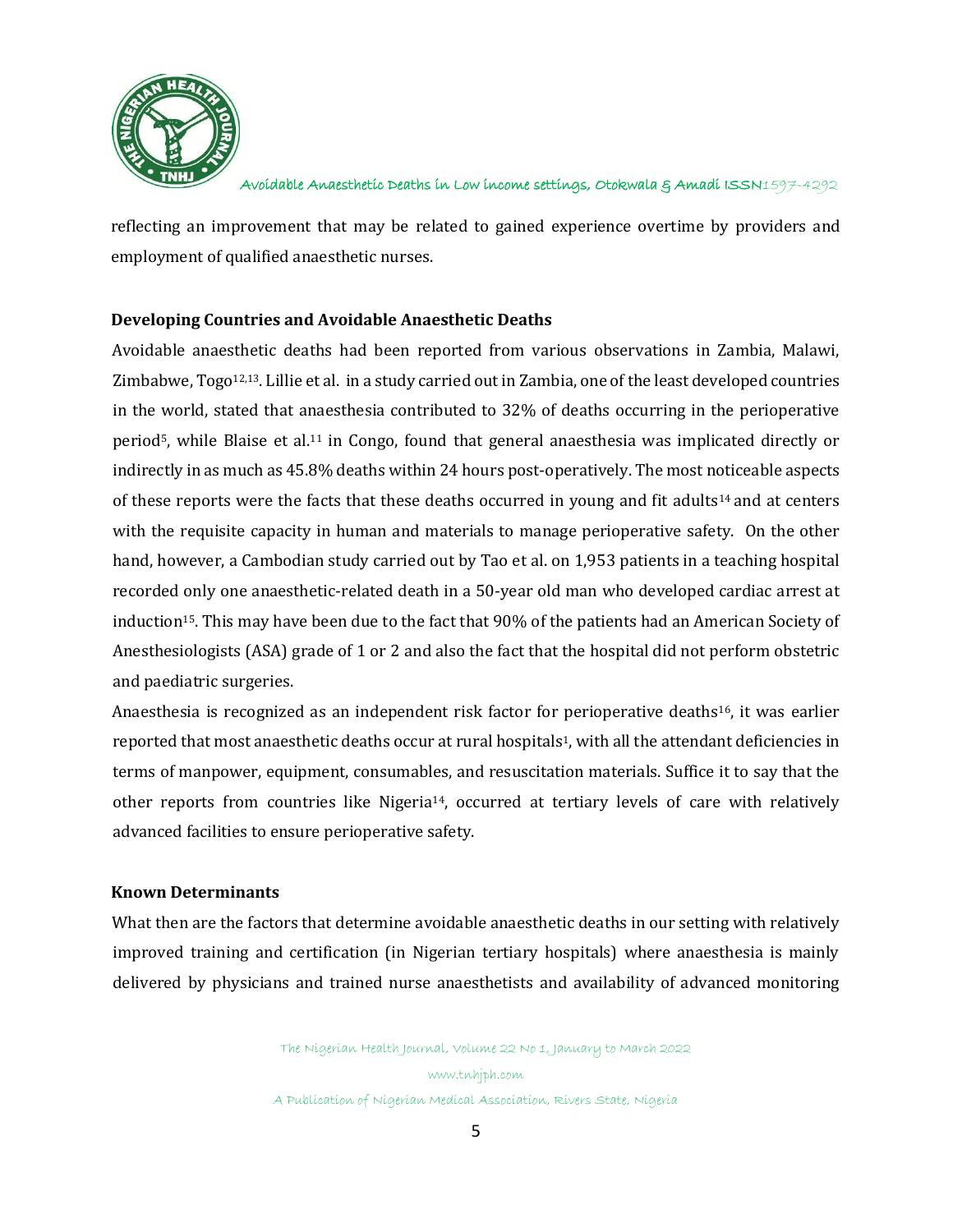reflecting an improvement that may be related to gained experience overtime by providers and employment of qualified anaesthetic nurses.

### Developing Countries and Avoidable Anaesthetic Deaths

Avoidable anaesthetic deaths had been reported from various observations in Zambia, Malawi, Zimbabwe, Togo[12,13]. Lillie et al. in a study carried out in Zambia, one of the least developed countries in the world, stated that anaesthesia contributed to 32% of deaths occurring in the perioperative period[5], while Blaise et al.[11] in Congo, found that general anaesthesia was implicated directly or indirectly in as much as 45.8% deaths within 24 hours post-operatively. The most noticeable aspects of these reports were the facts that these deaths occurred in young and fit adults[14] and at centers with the requisite capacity in human and materials to manage perioperative safety. On the other hand, however, a Cambodian study carried out by Tao et al. on 1,953 patients in a teaching hospital recorded only one anaesthetic-related death in a 50-year old man who developed cardiac arrest at induction[15]. This may have been due to the fact that 90% of the patients had an American Society of Anesthesiologists (ASA) grade of 1 or 2 and also the fact that the hospital did not perform obstetric and paediatric surgeries.

Anaesthesia is recognized as an independent risk factor for perioperative deaths[16], it was earlier reported that most anaesthetic deaths occur at rural hospitals[1], with all the attendant deficiencies in terms of manpower, equipment, consumables, and resuscitation materials. Suffice it to say that the other reports from countries like Nigeria[14], occurred at tertiary levels of care with relatively advanced facilities to ensure perioperative safety.

### Known Determinants

What then are the factors that determine avoidable anaesthetic deaths in our setting with relatively improved training and certification (in Nigerian tertiary hospitals) where anaesthesia is mainly delivered by physicians and trained nurse anaesthetists and availability of advanced monitoring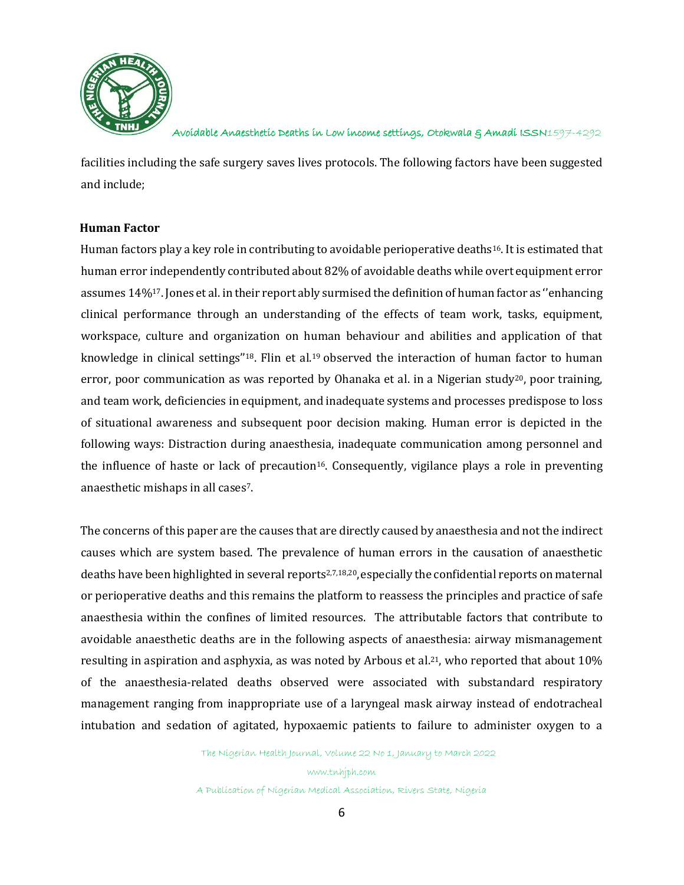facilities including the safe surgery saves lives protocols. The following factors have been suggested and include;

### Human Factor

Human factors play a key role in contributing to avoidable perioperative deaths[16]. It is estimated that human error independently contributed about 82% of avoidable deaths while overt equipment error assumes 14%[17]. Jones et al. in their report ably surmised the definition of human factor as ''enhancing clinical performance through an understanding of the effects of team work, tasks, equipment, workspace, culture and organization on human behaviour and abilities and application of that knowledge in clinical settings"[18]. Flin et al.[19] observed the interaction of human factor to human error, poor communication as was reported by Ohanaka et al. in a Nigerian study[20], poor training, and team work, deficiencies in equipment, and inadequate systems and processes predispose to loss of situational awareness and subsequent poor decision making. Human error is depicted in the following ways: Distraction during anaesthesia, inadequate communication among personnel and the influence of haste or lack of precaution[16]. Consequently, vigilance plays a role in preventing anaesthetic mishaps in all cases[7].

The concerns of this paper are the causes that are directly caused by anaesthesia and not the indirect causes which are system based. The prevalence of human errors in the causation of anaesthetic deaths have been highlighted in several reports[2,7,18,20], especially the confidential reports on maternal or perioperative deaths and this remains the platform to reassess the principles and practice of safe anaesthesia within the confines of limited resources. The attributable factors that contribute to avoidable anaesthetic deaths are in the following aspects of anaesthesia: airway mismanagement resulting in aspiration and asphyxia, as was noted by Arbous et al.[21], who reported that about 10% of the anaesthesia-related deaths observed were associated with substandard respiratory management ranging from inappropriate use of a laryngeal mask airway instead of endotracheal intubation and sedation of agitated, hypoxaemic patients to failure to administer oxygen to a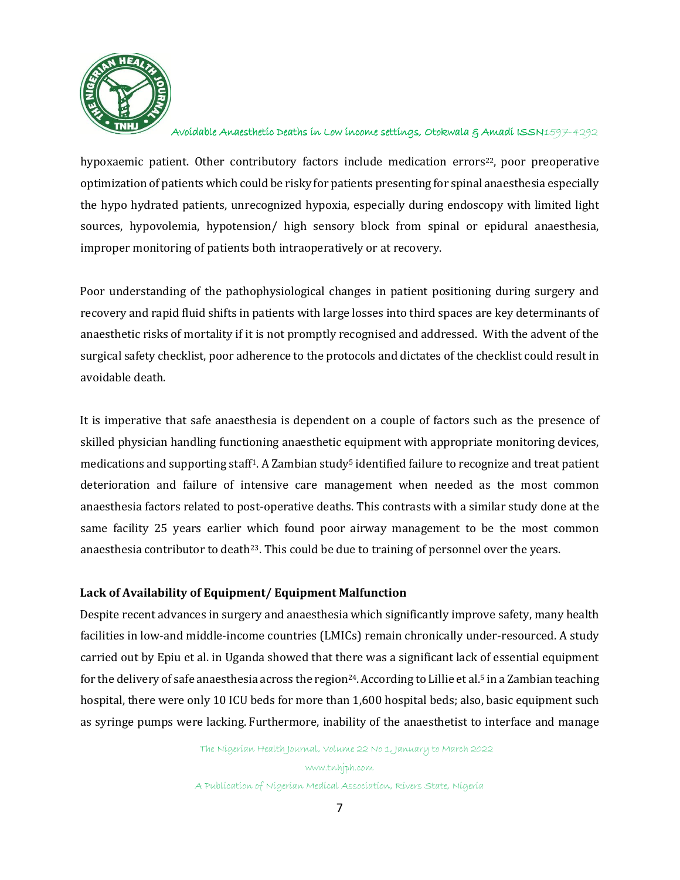hypoxaemic patient. Other contributory factors include medication errors[22], poor preoperative optimization of patients which could be risky for patients presenting for spinal anaesthesia especially the hypo hydrated patients, unrecognized hypoxia, especially during endoscopy with limited light sources, hypovolemia, hypotension/ high sensory block from spinal or epidural anaesthesia, improper monitoring of patients both intraoperatively or at recovery.

Poor understanding of the pathophysiological changes in patient positioning during surgery and recovery and rapid fluid shifts in patients with large losses into third spaces are key determinants of anaesthetic risks of mortality if it is not promptly recognised and addressed. With the advent of the surgical safety checklist, poor adherence to the protocols and dictates of the checklist could result in avoidable death.

It is imperative that safe anaesthesia is dependent on a couple of factors such as the presence of skilled physician handling functioning anaesthetic equipment with appropriate monitoring devices, medications and supporting staff[1]. A Zambian study[5] identified failure to recognize and treat patient deterioration and failure of intensive care management when needed as the most common anaesthesia factors related to post-operative deaths. This contrasts with a similar study done at the same facility 25 years earlier which found poor airway management to be the most common anaesthesia contributor to death[23]. This could be due to training of personnel over the years.

**Lack of Availability of Equipment/ Equipment Malfunction**

Despite recent advances in surgery and anaesthesia which significantly improve safety, many health facilities in low-and middle-income countries (LMICs) remain chronically under-resourced. A study carried out by Epiu et al. in Uganda showed that there was a significant lack of essential equipment for the delivery of safe anaesthesia across the region[24]. According to Lillie et al.[5] in a Zambian teaching hospital, there were only 10 ICU beds for more than 1,600 hospital beds; also, basic equipment such as syringe pumps were lacking. Furthermore, inability of the anaesthetist to interface and manage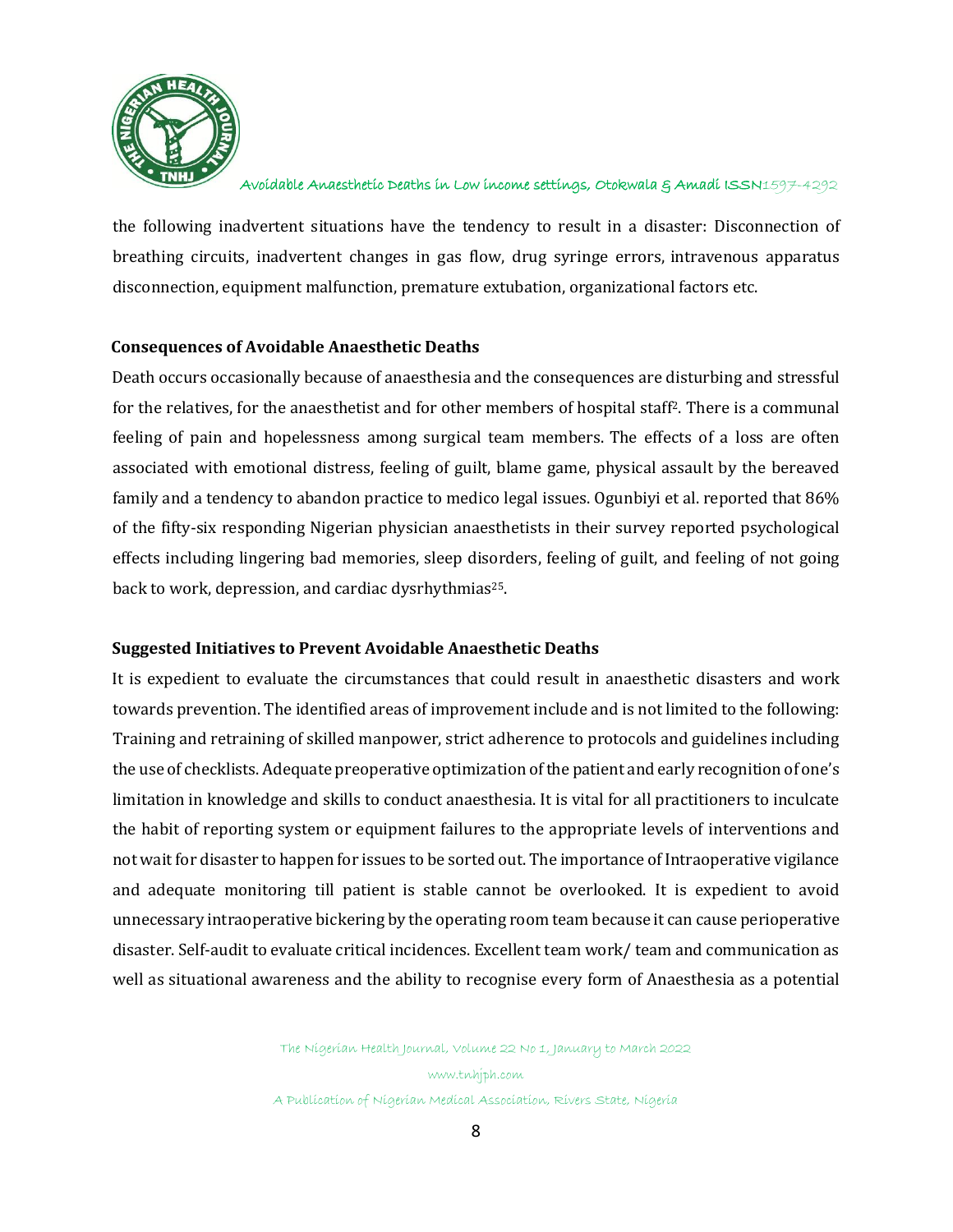the following inadvertent situations have the tendency to result in a disaster: Disconnection of breathing circuits, inadvertent changes in gas flow, drug syringe errors, intravenous apparatus disconnection, equipment malfunction, premature extubation, organizational factors etc.

## Consequences of Avoidable Anaesthetic Deaths

Death occurs occasionally because of anaesthesia and the consequences are disturbing and stressful for the relatives, for the anaesthetist and for other members of hospital staff[2]. There is a communal feeling of pain and hopelessness among surgical team members. The effects of a loss are often associated with emotional distress, feeling of guilt, blame game, physical assault by the bereaved family and a tendency to abandon practice to medico legal issues. Ogunbiyi et al. reported that 86% of the fifty-six responding Nigerian physician anaesthetists in their survey reported psychological effects including lingering bad memories, sleep disorders, feeling of guilt, and feeling of not going back to work, depression, and cardiac dysrhythmias[25].

## Suggested Initiatives to Prevent Avoidable Anaesthetic Deaths

It is expedient to evaluate the circumstances that could result in anaesthetic disasters and work towards prevention. The identified areas of improvement include and is not limited to the following: Training and retraining of skilled manpower, strict adherence to protocols and guidelines including the use of checklists. Adequate preoperative optimization of the patient and early recognition of one's limitation in knowledge and skills to conduct anaesthesia. It is vital for all practitioners to inculcate the habit of reporting system or equipment failures to the appropriate levels of interventions and not wait for disaster to happen for issues to be sorted out. The importance of Intraoperative vigilance and adequate monitoring till patient is stable cannot be overlooked. It is expedient to avoid unnecessary intraoperative bickering by the operating room team because it can cause perioperative disaster. Self-audit to evaluate critical incidences. Excellent team work/ team and communication as well as situational awareness and the ability to recognise every form of Anaesthesia as a potential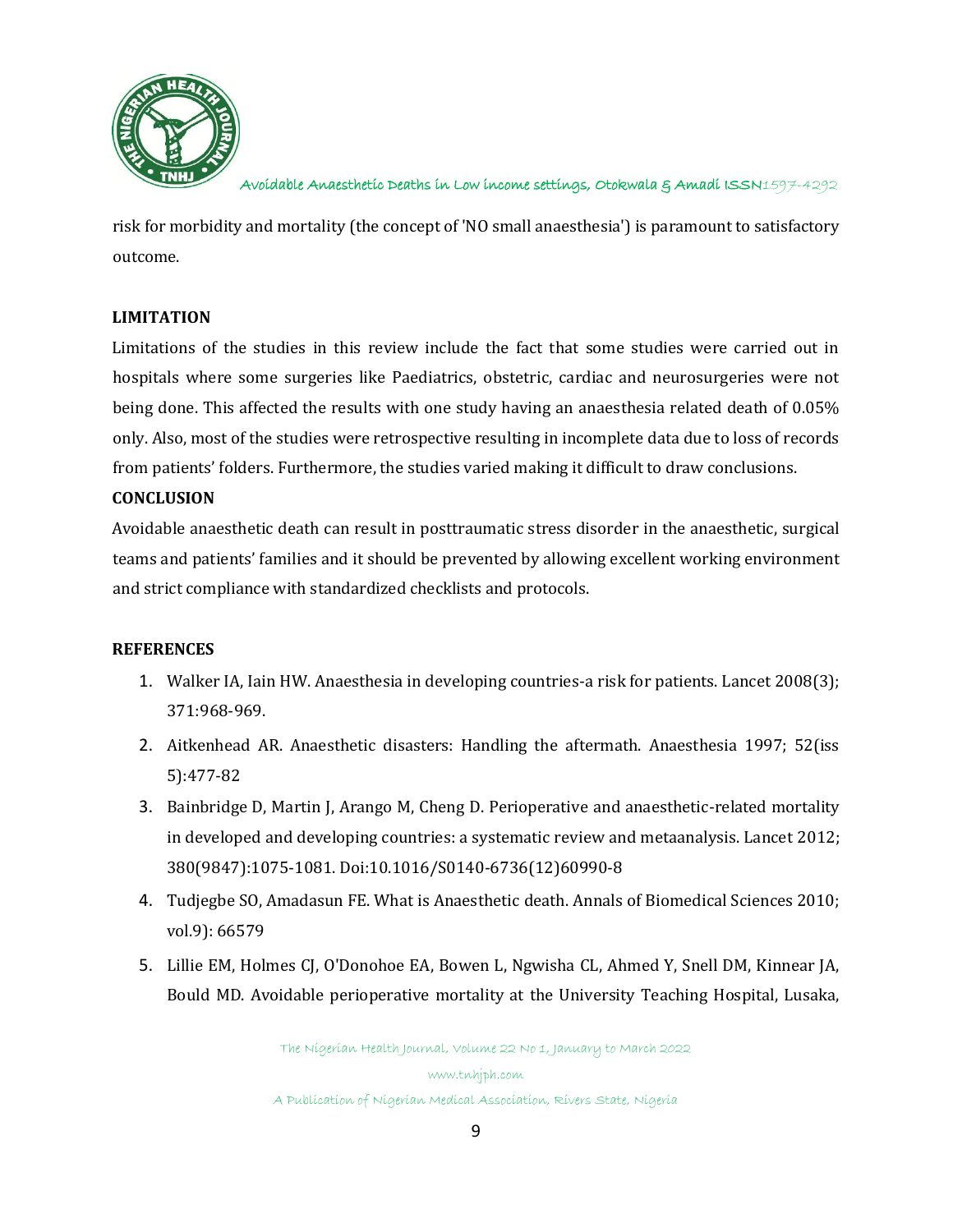risk for morbidity and mortality (the concept of 'NO small anaesthesia') is paramount to satisfactory outcome.

## LIMITATION

Limitations of the studies in this review include the fact that some studies were carried out in hospitals where some surgeries like Paediatrics, obstetric, cardiac and neurosurgeries were not being done. This affected the results with one study having an anaesthesia related death of 0.05% only. Also, most of the studies were retrospective resulting in incomplete data due to loss of records from patients' folders. Furthermore, the studies varied making it difficult to draw conclusions.

## CONCLUSION

Avoidable anaesthetic death can result in posttraumatic stress disorder in the anaesthetic, surgical teams and patients' families and it should be prevented by allowing excellent working environment and strict compliance with standardized checklists and protocols.

## REFERENCES

1. Walker IA, Iain HW. Anaesthesia in developing countries-a risk for patients. Lancet 2008(3); 371:968-969.
2. Aitkenhead AR. Anaesthetic disasters: Handling the aftermath. Anaesthesia 1997; 52(iss 5):477-82
3. Bainbridge D, Martin J, Arango M, Cheng D. Perioperative and anaesthetic-related mortality in developed and developing countries: a systematic review and metaanalysis. Lancet 2012; 380(9847):1075-1081. Doi:10.1016/S0140-6736(12)60990-8
4. Tudjegbe SO, Amadasun FE. What is Anaesthetic death. Annals of Biomedical Sciences 2010; vol.9): 66579
5. Lillie EM, Holmes CJ, O'Donohoe EA, Bowen L, Ngwisha CL, Ahmed Y, Snell DM, Kinnear JA, Bould MD. Avoidable perioperative mortality at the University Teaching Hospital, Lusaka,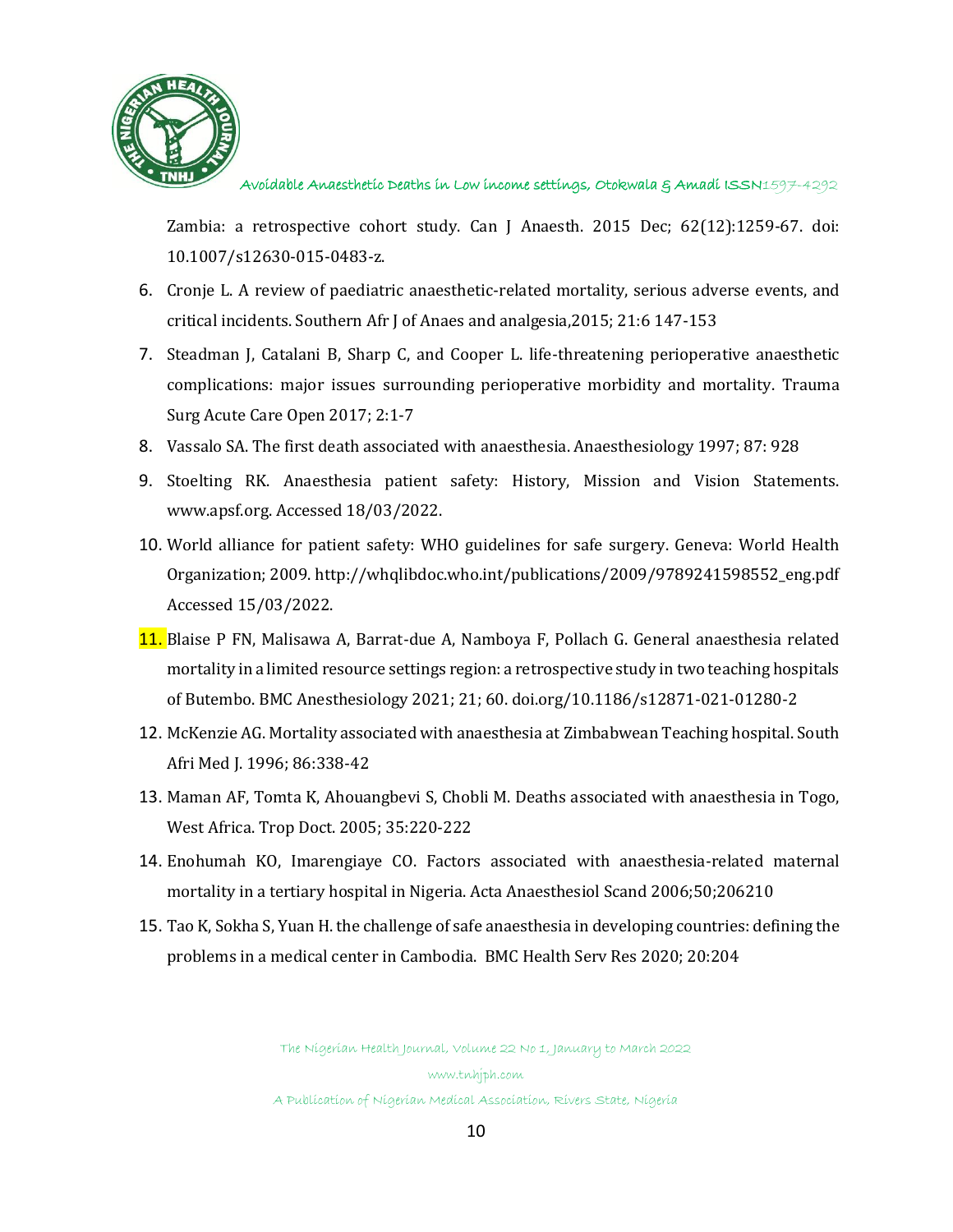Zambia: a retrospective cohort study. Can J Anaesth. 2015 Dec; 62(12):1259-67. doi: 10.1007/s12630-015-0483-z.

6. Cronje L. A review of paediatric anaesthetic-related mortality, serious adverse events, and critical incidents. Southern Afr J of Anaes and analgesia,2015; 21:6 147-153
7. Steadman J, Catalani B, Sharp C, and Cooper L. life-threatening perioperative anaesthetic complications: major issues surrounding perioperative morbidity and mortality. Trauma Surg Acute Care Open 2017; 2:1-7
8. Vassalo SA. The first death associated with anaesthesia. Anaesthesiology 1997; 87: 928
9. Stoelting RK. Anaesthesia patient safety: History, Mission and Vision Statements. www.apsf.org. Accessed 18/03/2022.
10. World alliance for patient safety: WHO guidelines for safe surgery. Geneva: World Health Organization; 2009. http://whqlibdoc.who.int/publications/2009/9789241598552_eng.pdf Accessed 15/03/2022.
11. Blaise P FN, Malisawa A, Barrat-due A, Namboya F, Pollach G. General anaesthesia related mortality in a limited resource settings region: a retrospective study in two teaching hospitals of Butembo. BMC Anesthesiology 2021; 21; 60. doi.org/10.1186/s12871-021-01280-2
12. McKenzie AG. Mortality associated with anaesthesia at Zimbabwean Teaching hospital. South Afri Med J. 1996; 86:338-42
13. Maman AF, Tomta K, Ahouangbevi S, Chobli M. Deaths associated with anaesthesia in Togo, West Africa. Trop Doct. 2005; 35:220-222
14. Enohumah KO, Imarengiaye CO. Factors associated with anaesthesia-related maternal mortality in a tertiary hospital in Nigeria. Acta Anaesthesiol Scand 2006;50;206210
15. Tao K, Sokha S, Yuan H. the challenge of safe anaesthesia in developing countries: defining the problems in a medical center in Cambodia. BMC Health Serv Res 2020; 20:204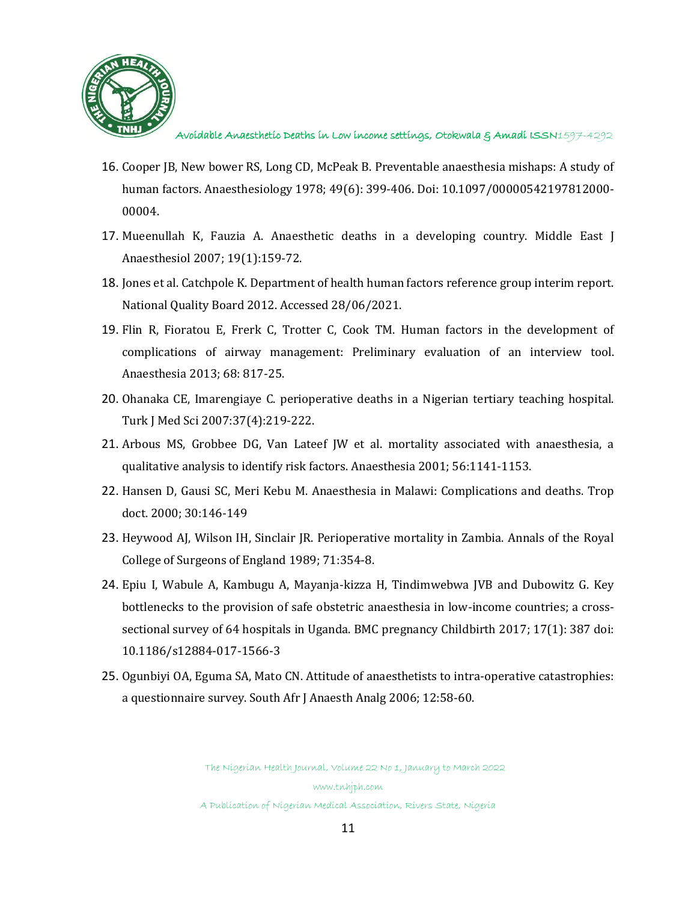16. Cooper JB, New bower RS, Long CD, McPeak B. Preventable anaesthesia mishaps: A study of human factors. Anaesthesiology 1978; 49(6): 399-406. Doi: 10.1097/00000542197812000-00004.
17. Mueenullah K, Fauzia A. Anaesthetic deaths in a developing country. Middle East J Anaesthesiol 2007; 19(1):159-72.
18. Jones et al. Catchpole K. Department of health human factors reference group interim report. National Quality Board 2012. Accessed 28/06/2021.
19. Flin R, Fioratou E, Frerk C, Trotter C, Cook TM. Human factors in the development of complications of airway management: Preliminary evaluation of an interview tool. Anaesthesia 2013; 68: 817-25.
20. Ohanaka CE, Imarengiaye C. perioperative deaths in a Nigerian tertiary teaching hospital. Turk J Med Sci 2007:37(4):219-222.
21. Arbous MS, Grobbee DG, Van Lateef JW et al. mortality associated with anaesthesia, a qualitative analysis to identify risk factors. Anaesthesia 2001; 56:1141-1153.
22. Hansen D, Gausi SC, Meri Kebu M. Anaesthesia in Malawi: Complications and deaths. Trop doct. 2000; 30:146-149
23. Heywood AJ, Wilson IH, Sinclair JR. Perioperative mortality in Zambia. Annals of the Royal College of Surgeons of England 1989; 71:354-8.
24. Epiu I, Wabule A, Kambugu A, Mayanja-kizza H, Tindimwebwa JVB and Dubowitz G. Key bottlenecks to the provision of safe obstetric anaesthesia in low-income countries; a cross-sectional survey of 64 hospitals in Uganda. BMC pregnancy Childbirth 2017; 17(1): 387 doi: 10.1186/s12884-017-1566-3
25. Ogunbiyi OA, Eguma SA, Mato CN. Attitude of anaesthetists to intra-operative catastrophies: a questionnaire survey. South Afr J Anaesth Analg 2006; 12:58-60.